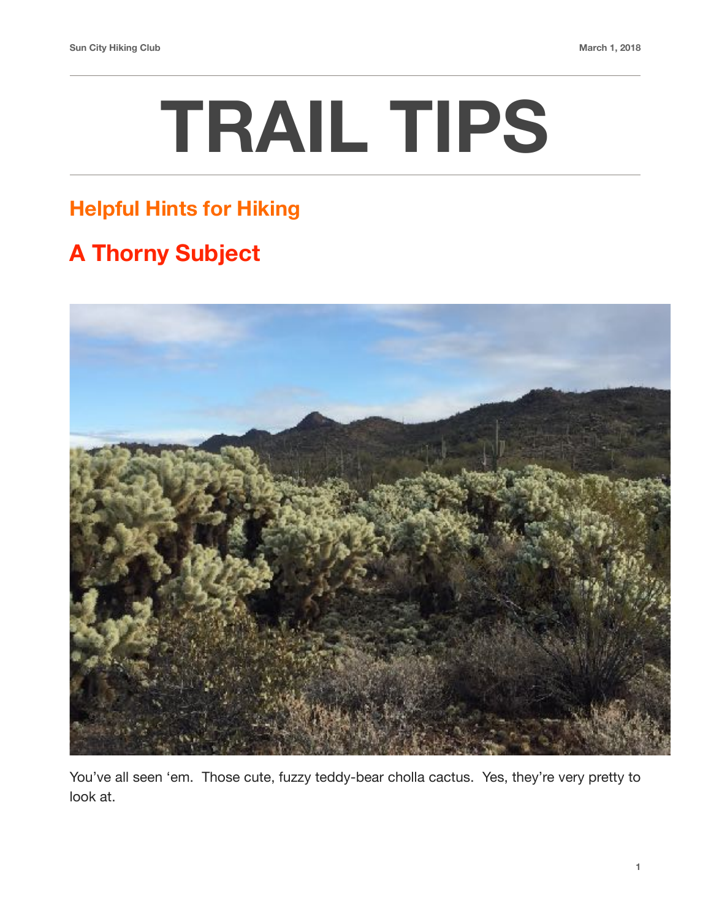# TRAIL TIPS

## Helpful Hints for Hiking

## A Thorny Subject

You've all seen 'em. Those cute, fuzzy teddy-bear cholla cactus. Yes, they're very pretty to look at.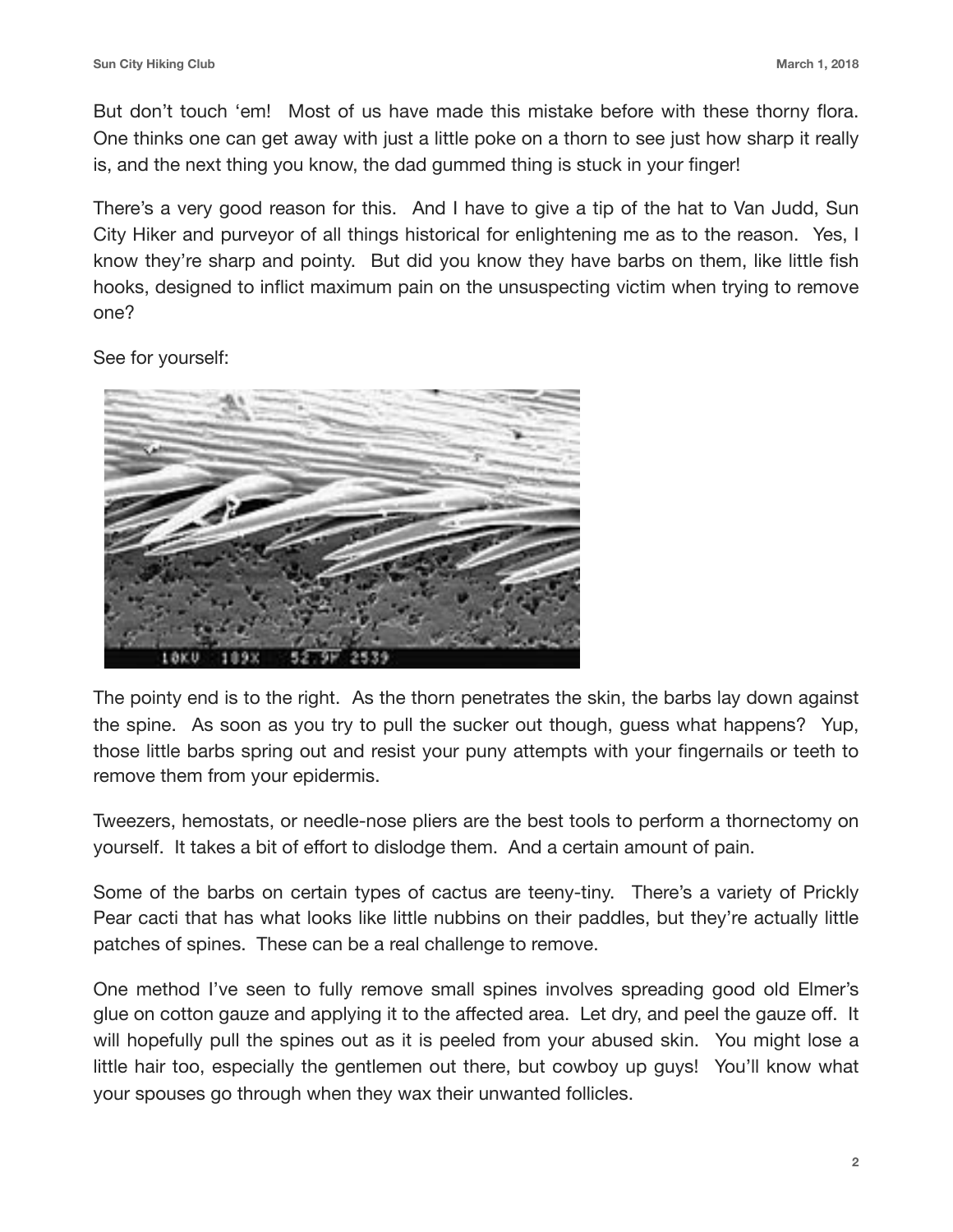But don't touch 'em! Most of us have made this mistake before with these thorny flora. One thinks one can get away with just a little poke on a thorn to see just how sharp it really is, and the next thing you know, the dad gummed thing is stuck in your finger!

There's a very good reason for this. And I have to give a tip of the hat to Van Judd, Sun City Hiker and purveyor of all things historical for enlightening me as to the reason. Yes, I know they're sharp and pointy. But did you know they have barbs on them, like little fish hooks, designed to inflict maximum pain on the unsuspecting victim when trying to remove one?

See for yourself:

The pointy end is to the right. As the thorn penetrates the skin, the barbs lay down against the spine. As soon as you try to pull the sucker out though, guess what happens? Yup, those little barbs spring out and resist your puny attempts with your fingernails or teeth to remove them from your epidermis.

Tweezers, hemostats, or needle-nose pliers are the best tools to perform a thornectomy on yourself. It takes a bit of effort to dislodge them. And a certain amount of pain.

Some of the barbs on certain types of cactus are teeny-tiny. There's a variety of Prickly Pear cacti that has what looks like little nubbins on their paddles, but they're actually little patches of spines. These can be a real challenge to remove.

One method I've seen to fully remove small spines involves spreading good old Elmer's glue on cotton gauze and applying it to the affected area. Let dry, and peel the gauze off. It will hopefully pull the spines out as it is peeled from your abused skin. You might lose a little hair too, especially the gentlemen out there, but cowboy up guys! You'll know what your spouses go through when they wax their unwanted follicles.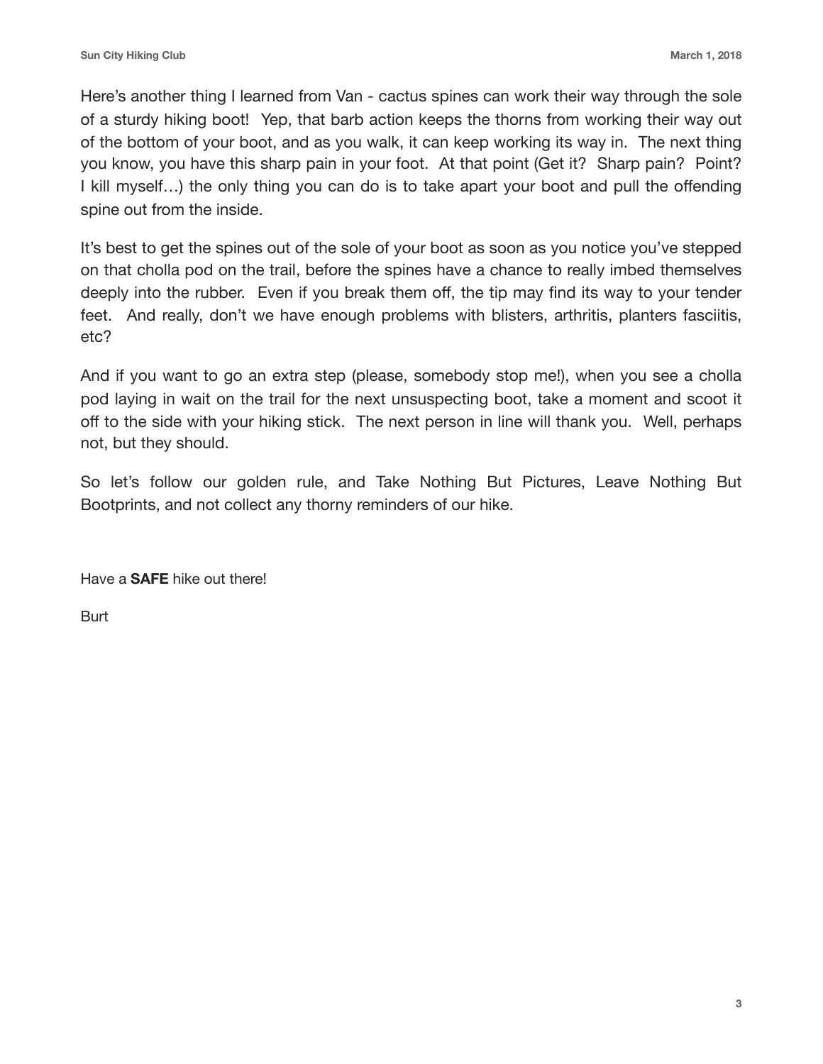Here's another thing I learned from Van - cactus spines can work their way through the sole of a sturdy hiking boot!  Yep, that barb action keeps the thorns from working their way out of the bottom of your boot, and as you walk, it can keep working its way in.  The next thing you know, you have this sharp pain in your foot.  At that point (Get it?  Sharp pain?  Point?  I kill myself…) the only thing you can do is to take apart your boot and pull the offending spine out from the inside.

It's best to get the spines out of the sole of your boot as soon as you notice you've stepped on that cholla pod on the trail, before the spines have a chance to really imbed themselves deeply into the rubber.  Even if you break them off, the tip may find its way to your tender feet.  And really, don't we have enough problems with blisters, arthritis, planters fasciitis, etc?

And if you want to go an extra step (please, somebody stop me!), when you see a cholla pod laying in wait on the trail for the next unsuspecting boot, take a moment and scoot it off to the side with your hiking stick.  The next person in line will thank you.  Well, perhaps not, but they should.

So let's follow our golden rule, and Take Nothing But Pictures, Leave Nothing But Bootprints, and not collect any thorny reminders of our hike.

Have a **SAFE** hike out there!

Burt